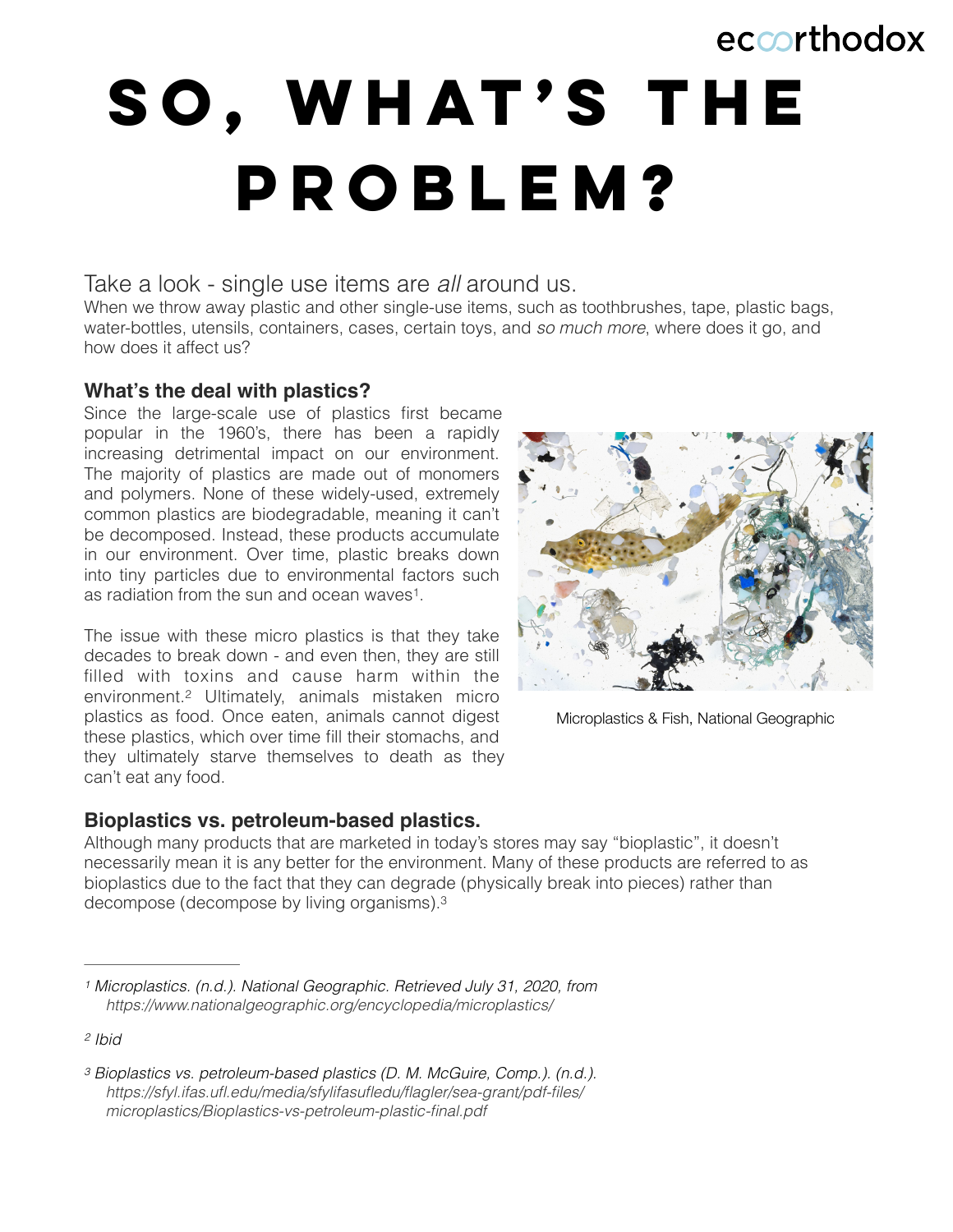ecoorthodox

# SO, WHAT'S THE PROBLEM?

Take a look - single use items are *all* around us.

When we throw away plastic and other single-use items, such as toothbrushes, tape, plastic bags, water-bottles, utensils, containers, cases, certain toys, and *so much more*, where does it go, and how does it affect us?

### What's the deal with plastics?

Since the large-scale use of plastics first became popular in the 1960's, there has been a rapidly increasing detrimental impact on our environment. The majority of plastics are made out of monomers and polymers. None of these widely-used, extremely common plastics are biodegradable, meaning it can't be decomposed. Instead, these products accumulate in our environment. Over time, plastic breaks down into tiny particles due to environmental factors such as radiation from the sun and ocean waves[1].

The issue with these micro plastics is that they take decades to break down - and even then, they are still filled with toxins and cause harm within the environment.[2] Ultimately, animals mistaken micro plastics as food. Once eaten, animals cannot digest these plastics, which over time fill their stomachs, and they ultimately starve themselves to death as they can't eat any food.

Microplastics & Fish, National Geographic

### Bioplastics vs. petroleum-based plastics.

Although many products that are marketed in today's stores may say "bioplastic", it doesn't necessarily mean it is any better for the environment. Many of these products are referred to as bioplastics due to the fact that they can degrade (physically break into pieces) rather than decompose (decompose by living organisms).[3]

---

[1] *Microplastics. (n.d.). National Geographic. Retrieved July 31, 2020, from https://www.nationalgeographic.org/encyclopedia/microplastics/*

[2] *Ibid*

[3] *Bioplastics vs. petroleum-based plastics (D. M. McGuire, Comp.). (n.d.). https://sfyl.ifas.ufl.edu/media/sfylifasufledu/flagler/sea-grant/pdf-files/microplastics/Bioplastics-vs-petroleum-plastic-final.pdf*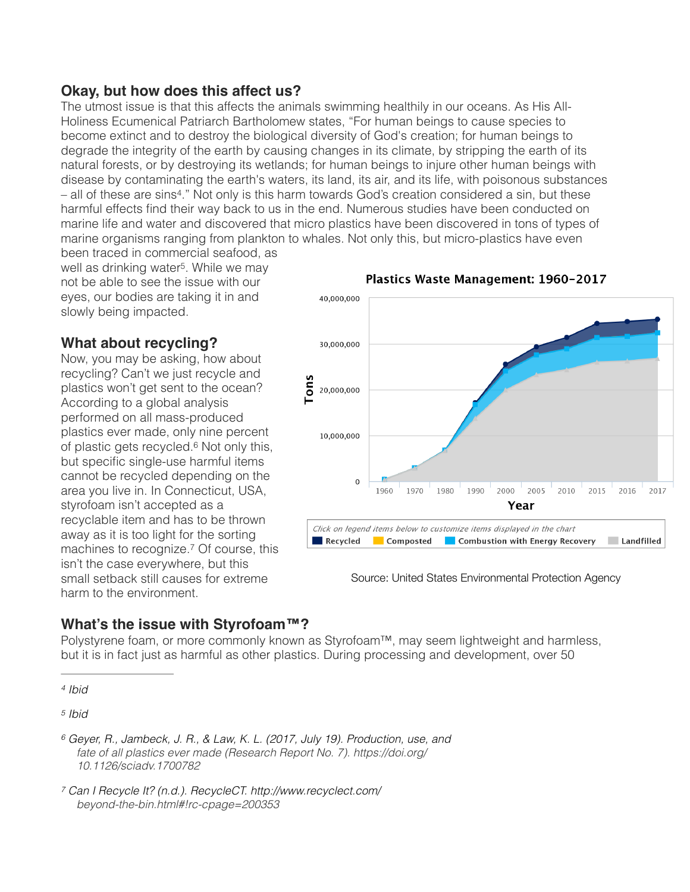## Okay, but how does this affect us?

The utmost issue is that this affects the animals swimming healthily in our oceans. As His All-Holiness Ecumenical Patriarch Bartholomew states, "For human beings to cause species to become extinct and to destroy the biological diversity of God's creation; for human beings to degrade the integrity of the earth by causing changes in its climate, by stripping the earth of its natural forests, or by destroying its wetlands; for human beings to injure other human beings with disease by contaminating the earth's waters, its land, its air, and its life, with poisonous substances – all of these are sins[4]." Not only is this harm towards God's creation considered a sin, but these harmful effects find their way back to us in the end. Numerous studies have been conducted on marine life and water and discovered that micro plastics have been discovered in tons of types of marine organisms ranging from plankton to whales. Not only this, but micro-plastics have even been traced in commercial seafood, as well as drinking water[5]. While we may not be able to see the issue with our eyes, our bodies are taking it in and slowly being impacted.

## What about recycling?

Now, you may be asking, how about recycling? Can't we just recycle and plastics won't get sent to the ocean? According to a global analysis performed on all mass-produced plastics ever made, only nine percent of plastic gets recycled.[6] Not only this, but specific single-use harmful items cannot be recycled depending on the area you live in. In Connecticut, USA, styrofoam isn't accepted as a recyclable item and has to be thrown away as it is too light for the sorting machines to recognize.[7] Of course, this isn't the case everywhere, but this small setback still causes for extreme harm to the environment.

**Plastics Waste Management: 1960-2017**

Tons (0 – 40,000,000) by Year (1960, 1970, 1980, 1990, 2000, 2005, 2010, 2015, 2016, 2017)

*Click on legend items below to customize items displayed in the chart*

Recycled | Composted | Combustion with Energy Recovery | Landfilled

Source: United States Environmental Protection Agency

## What's the issue with Styrofoam™?

Polystyrene foam, or more commonly known as Styrofoam™, may seem lightweight and harmless, but it is in fact just as harmful as other plastics. During processing and development, over 50

---

[4] *Ibid*

[5] *Ibid*

[6] *Geyer, R., Jambeck, J. R., & Law, K. L. (2017, July 19). Production, use, and fate of all plastics ever made (Research Report No. 7). https://doi.org/10.1126/sciadv.1700782*

[7] *Can I Recycle It? (n.d.). RecycleCT. http://www.recyclect.com/beyond-the-bin.html#!rc-cpage=200353*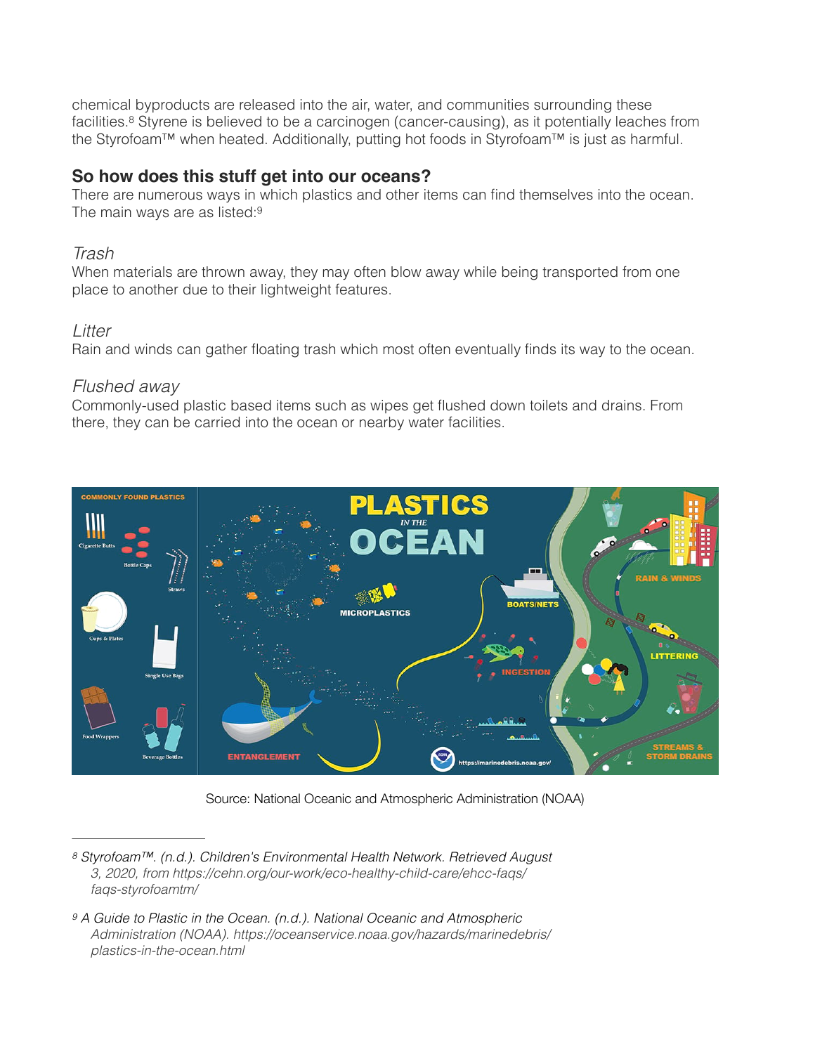chemical byproducts are released into the air, water, and communities surrounding these facilities.[8] Styrene is believed to be a carcinogen (cancer-causing), as it potentially leaches from the Styrofoam™ when heated. Additionally, putting hot foods in Styrofoam™ is just as harmful.

## So how does this stuff get into our oceans?

There are numerous ways in which plastics and other items can find themselves into the ocean. The main ways are as listed:[9]

### *Trash*

When materials are thrown away, they may often blow away while being transported from one place to another due to their lightweight features.

### *Litter*

Rain and winds can gather floating trash which most often eventually finds its way to the ocean.

### *Flushed away*

Commonly-used plastic based items such as wipes get flushed down toilets and drains. From there, they can be carried into the ocean or nearby water facilities.

COMMONLY FOUND PLASTICS

Cigarette Butts

Bottle Caps

Straws

Cups & Plates

Single Use Bags

Food Wrappers

Beverage Bottles

PLASTICS IN THE OCEAN

MICROPLASTICS

BOATS/NETS

INGESTION

ENTANGLEMENT

RAIN & WINDS

LITTERING

STREAMS & STORM DRAINS

https://marinedebris.noaa.gov/

Source: National Oceanic and Atmospheric Administration (NOAA)

---

[8] *Styrofoam™. (n.d.). Children's Environmental Health Network. Retrieved August 3, 2020, from https://cehn.org/our-work/eco-healthy-child-care/ehcc-faqs/faqs-styrofoamtm/*

[9] *A Guide to Plastic in the Ocean. (n.d.). National Oceanic and Atmospheric Administration (NOAA). https://oceanservice.noaa.gov/hazards/marinedebris/plastics-in-the-ocean.html*